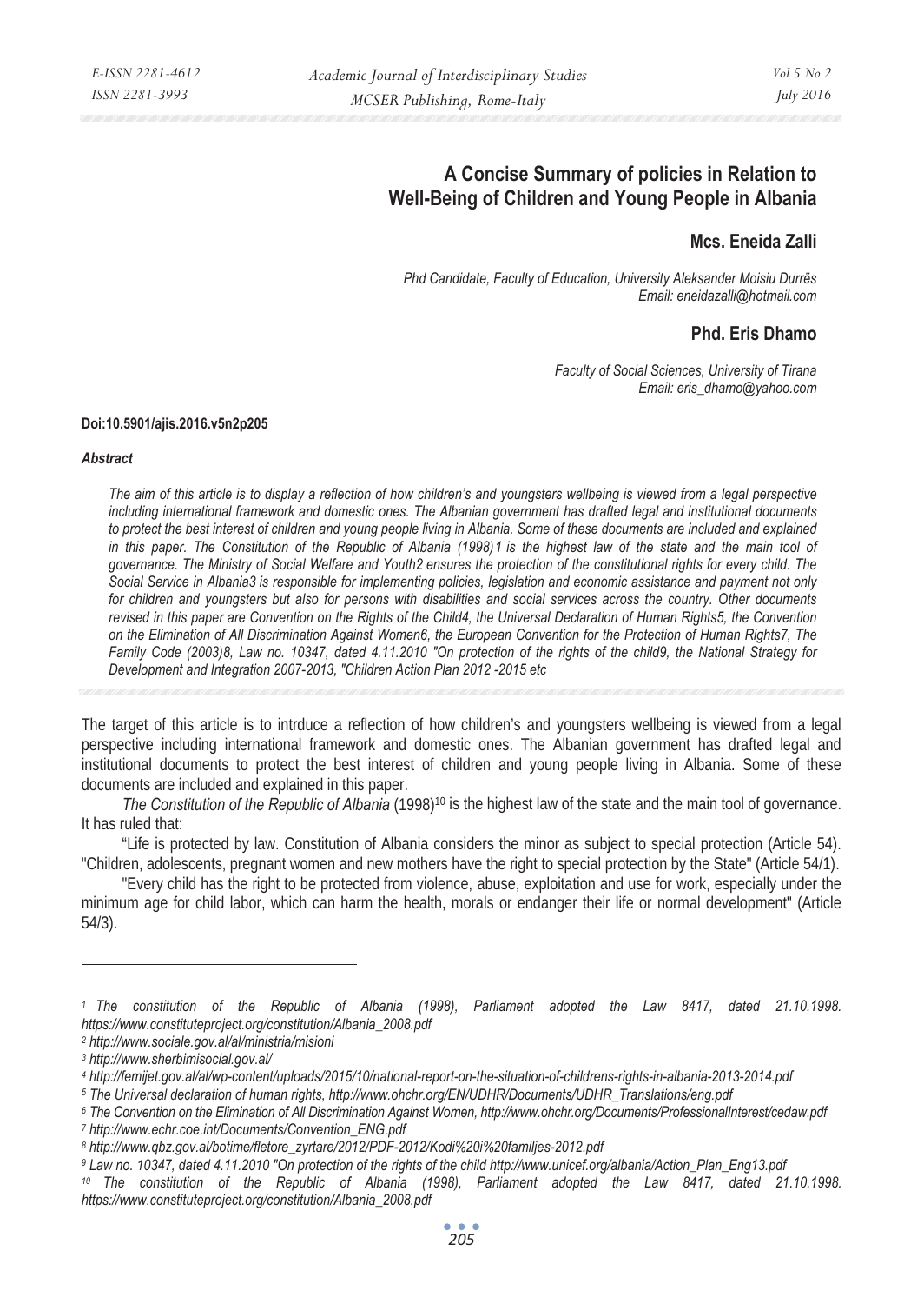# A Concise Summary of policies in Relation to Well-Being of Children and Young People in Albania

## Mcs. Eneida Zalli

*Phd Candidate, Faculty of Education, University Aleksander Moisiu Durrës*
*Email: eneidazalli@hotmail.com*

## Phd. Eris Dhamo

*Faculty of Social Sciences, University of Tirana*
*Email: eris_dhamo@yahoo.com*

**Doi:10.5901/ajis.2016.v5n2p205**

***Abstract***

*The aim of this article is to display a reflection of how children's and youngsters wellbeing is viewed from a legal perspective including international framework and domestic ones. The Albanian government has drafted legal and institutional documents to protect the best interest of children and young people living in Albania. Some of these documents are included and explained in this paper. The Constitution of the Republic of Albania (1998)1 is the highest law of the state and the main tool of governance. The Ministry of Social Welfare and Youth2 ensures the protection of the constitutional rights for every child. The Social Service in Albania3 is responsible for implementing policies, legislation and economic assistance and payment not only for children and youngsters but also for persons with disabilities and social services across the country. Other documents revised in this paper are Convention on the Rights of the Child4, the Universal Declaration of Human Rights5, the Convention on the Elimination of All Discrimination Against Women6, the European Convention for the Protection of Human Rights7, The Family Code (2003)8, Law no. 10347, dated 4.11.2010 "On protection of the rights of the child9, the National Strategy for Development and Integration 2007-2013, "Children Action Plan 2012 -2015 etc*

The target of this article is to intrduce a reflection of how children's and youngsters wellbeing is viewed from a legal perspective including international framework and domestic ones. The Albanian government has drafted legal and institutional documents to protect the best interest of children and young people living in Albania. Some of these documents are included and explained in this paper.

*The Constitution of the Republic of Albania* (1998)[10] is the highest law of the state and the main tool of governance. It has ruled that:

"Life is protected by law. Constitution of Albania considers the minor as subject to special protection (Article 54). "Children, adolescents, pregnant women and new mothers have the right to special protection by the State" (Article 54/1).

"Every child has the right to be protected from violence, abuse, exploitation and use for work, especially under the minimum age for child labor, which can harm the health, morals or endanger their life or normal development" (Article 54/3).

---

[1] The constitution of the Republic of Albania (1998), Parliament adopted the Law 8417, dated 21.10.1998. https://www.constituteproject.org/constitution/Albania_2008.pdf

[2] http://www.sociale.gov.al/al/ministria/misioni

[3] http://www.sherbimisocial.gov.al/

[4] http://femijet.gov.al/al/wp-content/uploads/2015/10/national-report-on-the-situation-of-childrens-rights-in-albania-2013-2014.pdf

[5] The Universal declaration of human rights, http://www.ohchr.org/EN/UDHR/Documents/UDHR_Translations/eng.pdf

[6] The Convention on the Elimination of All Discrimination Against Women, http://www.ohchr.org/Documents/ProfessionalInterest/cedaw.pdf

[7] http://www.echr.coe.int/Documents/Convention_ENG.pdf

[8] http://www.qbz.gov.al/botime/fletore_zyrtare/2012/PDF-2012/Kodi%20i%20familjes-2012.pdf

[9] Law no. 10347, dated 4.11.2010 "On protection of the rights of the child http://www.unicef.org/albania/Action_Plan_Eng13.pdf

[10] The constitution of the Republic of Albania (1998), Parliament adopted the Law 8417, dated 21.10.1998. https://www.constituteproject.org/constitution/Albania_2008.pdf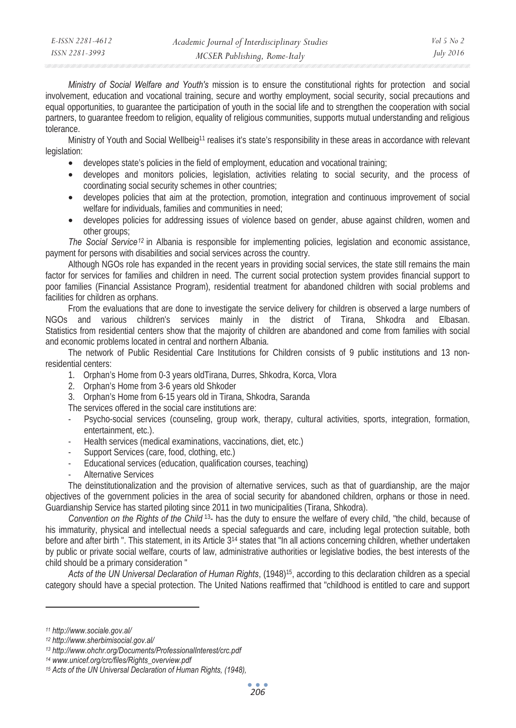*Ministry of Social Welfare and Youth's* mission is to ensure the constitutional rights for protection and social involvement, education and vocational training, secure and worthy employment, social security, social precautions and equal opportunities, to guarantee the participation of youth in the social life and to strengthen the cooperation with social partners, to guarantee freedom to religion, equality of religious communities, supports mutual understanding and religious tolerance.

Ministry of Youth and Social Wellbeig[11] realises it's state's responsibility in these areas in accordance with relevant legislation:

- developes state's policies in the field of employment, education and vocational training;
- developes and monitors policies, legislation, activities relating to social security, and the process of coordinating social security schemes in other countries;
- developes policies that aim at the protection, promotion, integration and continuous improvement of social welfare for individuals, families and communities in need;
- developes policies for addressing issues of violence based on gender, abuse against children, women and other groups;

*The Social Service[12]* in Albania is responsible for implementing policies, legislation and economic assistance, payment for persons with disabilities and social services across the country.

Although NGOs role has expanded in the recent years in providing social services, the state still remains the main factor for services for families and children in need. The current social protection system provides financial support to poor families (Financial Assistance Program), residential treatment for abandoned children with social problems and facilities for children as orphans.

From the evaluations that are done to investigate the service delivery for children is observed a large numbers of NGOs and various children's services mainly in the district of Tirana, Shkodra and Elbasan. Statistics from residential centers show that the majority of children are abandoned and come from families with social and economic problems located in central and northern Albania.

The network of Public Residential Care Institutions for Children consists of 9 public institutions and 13 non-residential centers:

1. Orphan's Home from 0-3 years oldTirana, Durres, Shkodra, Korca, Vlora
2. Orphan's Home from 3-6 years old Shkoder
3. Orphan's Home from 6-15 years old in Tirana, Shkodra, Saranda

The services offered in the social care institutions are:

- Psycho-social services (counseling, group work, therapy, cultural activities, sports, integration, formation, entertainment, etc.).
- Health services (medical examinations, vaccinations, diet, etc.)
- Support Services (care, food, clothing, etc.)
- Educational services (education, qualification courses, teaching)
- Alternative Services

The deinstitutionalization and the provision of alternative services, such as that of guardianship, are the major objectives of the government policies in the area of social security for abandoned children, orphans or those in need. Guardianship Service has started piloting since 2011 in two municipalities (Tirana, Shkodra).

*Convention on the Rights of the Child* [13]- has the duty to ensure the welfare of every child, "the child, because of his immaturity, physical and intellectual needs a special safeguards and care, including legal protection suitable, both before and after birth ". This statement, in its Article 3[14] states that "In all actions concerning children, whether undertaken by public or private social welfare, courts of law, administrative authorities or legislative bodies, the best interests of the child should be a primary consideration "

*Acts of the UN Universal Declaration of Human Rights*, (1948)[15], according to this declaration children as a special category should have a special protection. The United Nations reaffirmed that "childhood is entitled to care and support

---

[11] http://www.sociale.gov.al/

[12] http://www.sherbimisocial.gov.al/

[13] http://www.ohchr.org/Documents/ProfessionalInterest/crc.pdf

[14] www.unicef.org/crc/files/Rights_overview.pdf

[15] Acts of the UN Universal Declaration of Human Rights, (1948),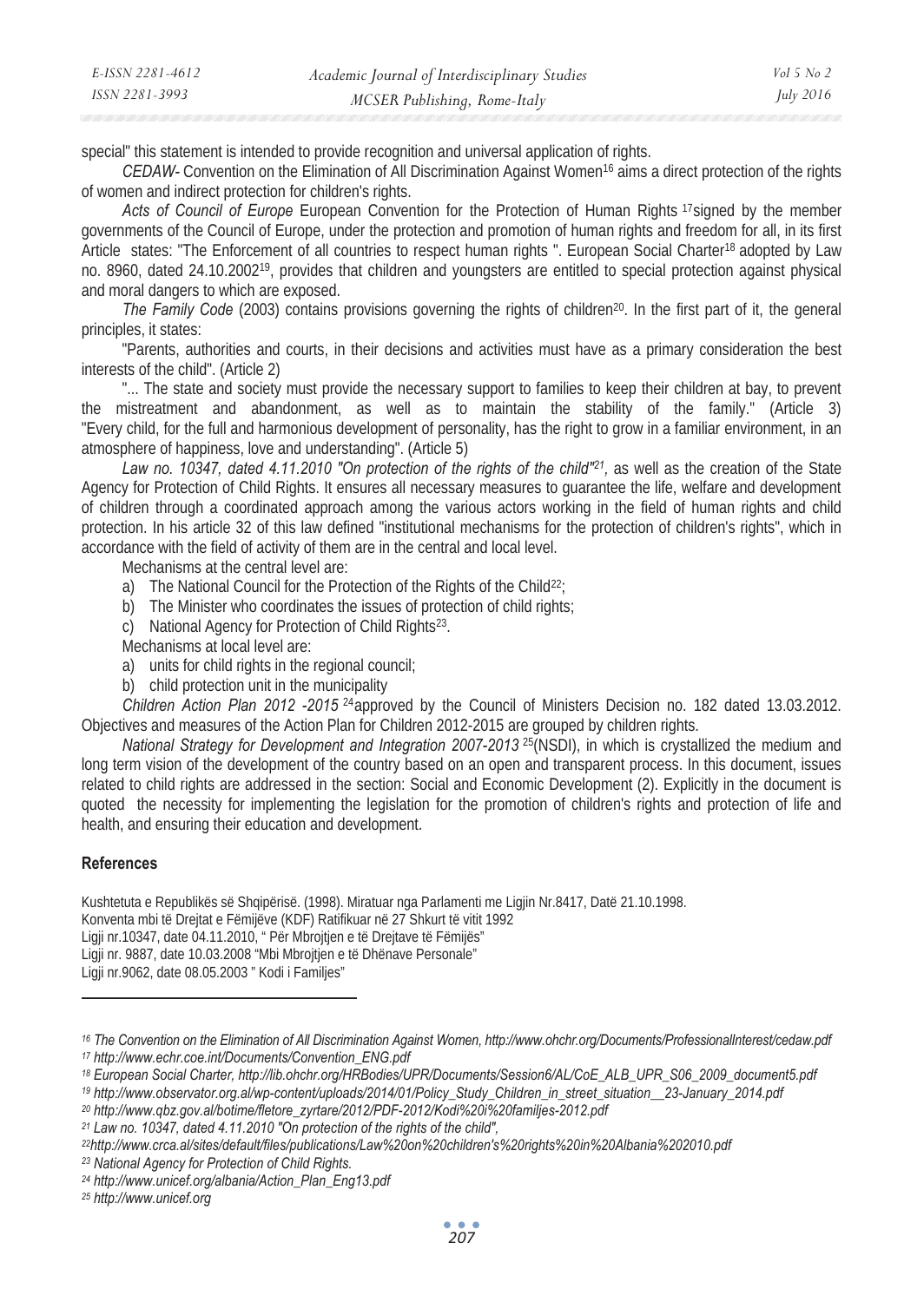special" this statement is intended to provide recognition and universal application of rights.

*CEDAW*- Convention on the Elimination of All Discrimination Against Women[16] aims a direct protection of the rights of women and indirect protection for children's rights.

*Acts of Council of Europe* European Convention for the Protection of Human Rights [17]signed by the member governments of the Council of Europe, under the protection and promotion of human rights and freedom for all, in its first Article states: "The Enforcement of all countries to respect human rights ". European Social Charter[18] adopted by Law no. 8960, dated 24.10.2002[19], provides that children and youngsters are entitled to special protection against physical and moral dangers to which are exposed.

*The Family Code* (2003) contains provisions governing the rights of children[20]. In the first part of it, the general principles, it states:

"Parents, authorities and courts, in their decisions and activities must have as a primary consideration the best interests of the child". (Article 2)

"... The state and society must provide the necessary support to families to keep their children at bay, to prevent the mistreatment and abandonment, as well as to maintain the stability of the family." (Article 3) "Every child, for the full and harmonious development of personality, has the right to grow in a familiar environment, in an atmosphere of happiness, love and understanding". (Article 5)

*Law no. 10347, dated 4.11.2010 "On protection of the rights of the child"[21],* as well as the creation of the State Agency for Protection of Child Rights. It ensures all necessary measures to guarantee the life, welfare and development of children through a coordinated approach among the various actors working in the field of human rights and child protection. In his article 32 of this law defined "institutional mechanisms for the protection of children's rights", which in accordance with the field of activity of them are in the central and local level.

Mechanisms at the central level are:

a) The National Council for the Protection of the Rights of the Child[22];
b) The Minister who coordinates the issues of protection of child rights;
c) National Agency for Protection of Child Rights[23].

Mechanisms at local level are:

a) units for child rights in the regional council;
b) child protection unit in the municipality

*Children Action Plan 2012 -2015* [24]approved by the Council of Ministers Decision no. 182 dated 13.03.2012. Objectives and measures of the Action Plan for Children 2012-2015 are grouped by children rights.

*National Strategy for Development and Integration 2007-2013* [25](NSDI), in which is crystallized the medium and long term vision of the development of the country based on an open and transparent process. In this document, issues related to child rights are addressed in the section: Social and Economic Development (2). Explicitly in the document is quoted the necessity for implementing the legislation for the promotion of children's rights and protection of life and health, and ensuring their education and development.

## References

Kushtetuta e Republikës së Shqipërisë. (1998). Miratuar nga Parlamenti me Ligjin Nr.8417, Datë 21.10.1998.
Konventa mbi të Drejtat e Fëmijëve (KDF) Ratifikuar në 27 Shkurt të vitit 1992
Ligji nr.10347, date 04.11.2010, " Për Mbrojtjen e të Drejtave të Fëmijës"
Ligji nr. 9887, date 10.03.2008 "Mbi Mbrojtjen e të Dhënave Personale"
Ligji nr.9062, date 08.05.2003 " Kodi i Familjes"

---

[16] *The Convention on the Elimination of All Discrimination Against Women, http://www.ohchr.org/Documents/ProfessionalInterest/cedaw.pdf*
[17] *http://www.echr.coe.int/Documents/Convention_ENG.pdf*
[18] *European Social Charter, http://lib.ohchr.org/HRBodies/UPR/Documents/Session6/AL/CoE_ALB_UPR_S06_2009_document5.pdf*
[19] *http://www.observator.org.al/wp-content/uploads/2014/01/Policy_Study_Children_in_street_situation__23-January_2014.pdf*
[20] *http://www.qbz.gov.al/botime/fletore_zyrtare/2012/PDF-2012/Kodi%20i%20familjes-2012.pdf*
[21] *Law no. 10347, dated 4.11.2010 "On protection of the rights of the child",*
[22] *http://www.crca.al/sites/default/files/publications/Law%20on%20children's%20rights%20in%20Albania%202010.pdf*
[23] *National Agency for Protection of Child Rights.*
[24] *http://www.unicef.org/albania/Action_Plan_Eng13.pdf*
[25] *http://www.unicef.org*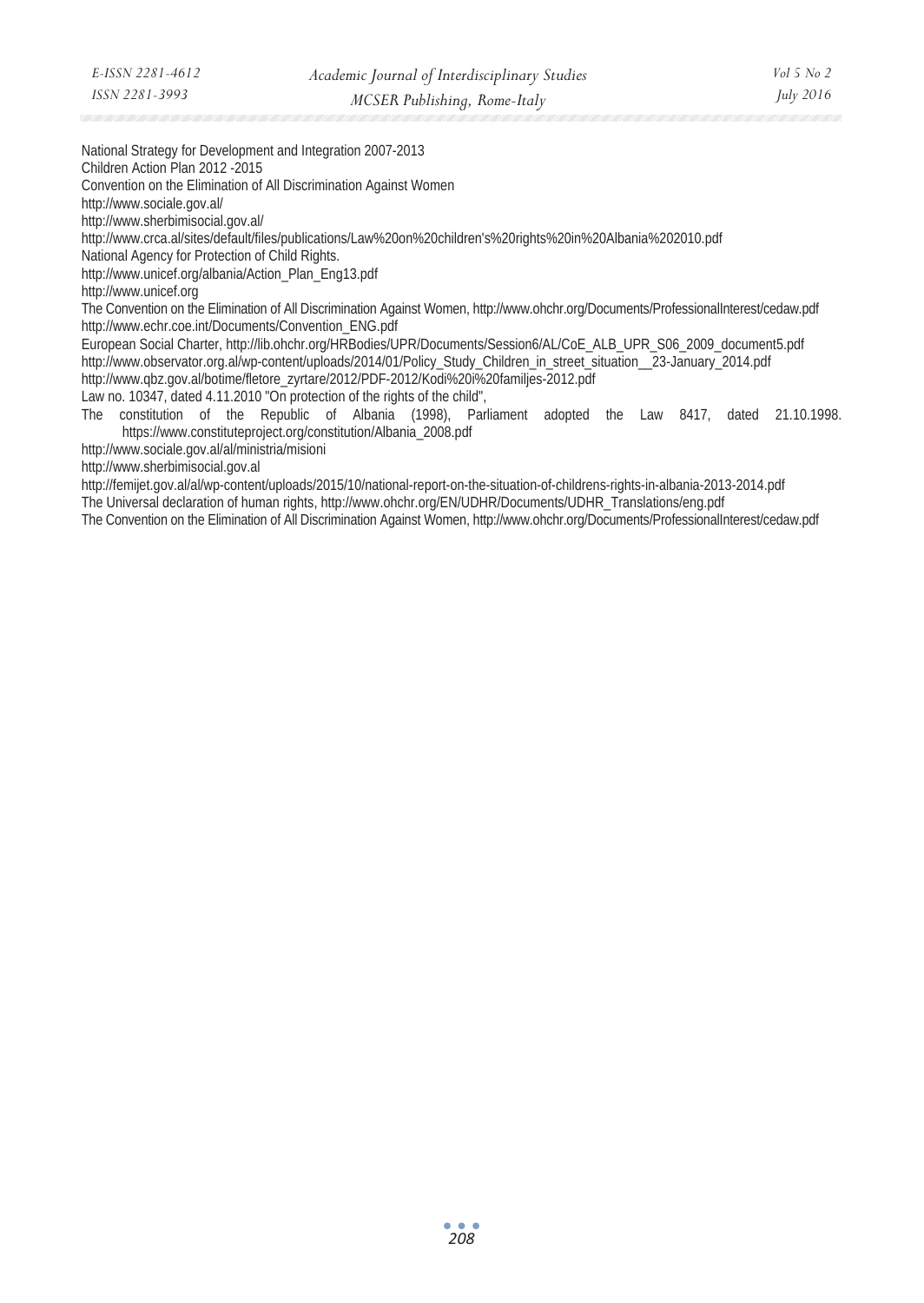National Strategy for Development and Integration 2007-2013

Children Action Plan 2012 -2015

Convention on the Elimination of All Discrimination Against Women

http://www.sociale.gov.al/

http://www.sherbimisocial.gov.al/

http://www.crca.al/sites/default/files/publications/Law%20on%20children's%20rights%20in%20Albania%202010.pdf

National Agency for Protection of Child Rights.

http://www.unicef.org/albania/Action_Plan_Eng13.pdf

http://www.unicef.org

The Convention on the Elimination of All Discrimination Against Women, http://www.ohchr.org/Documents/ProfessionalInterest/cedaw.pdf

http://www.echr.coe.int/Documents/Convention_ENG.pdf

European Social Charter, http://lib.ohchr.org/HRBodies/UPR/Documents/Session6/AL/CoE_ALB_UPR_S06_2009_document5.pdf

http://www.observator.org.al/wp-content/uploads/2014/01/Policy_Study_Children_in_street_situation__23-January_2014.pdf

http://www.qbz.gov.al/botime/fletore_zyrtare/2012/PDF-2012/Kodi%20i%20familjes-2012.pdf

Law no. 10347, dated 4.11.2010 "On protection of the rights of the child",

The constitution of the Republic of Albania (1998), Parliament adopted the Law 8417, dated 21.10.1998. https://www.constituteproject.org/constitution/Albania_2008.pdf

http://www.sociale.gov.al/al/ministria/misioni

http://www.sherbimisocial.gov.al

http://femijet.gov.al/al/wp-content/uploads/2015/10/national-report-on-the-situation-of-childrens-rights-in-albania-2013-2014.pdf

The Universal declaration of human rights, http://www.ohchr.org/EN/UDHR/Documents/UDHR_Translations/eng.pdf

The Convention on the Elimination of All Discrimination Against Women, http://www.ohchr.org/Documents/ProfessionalInterest/cedaw.pdf